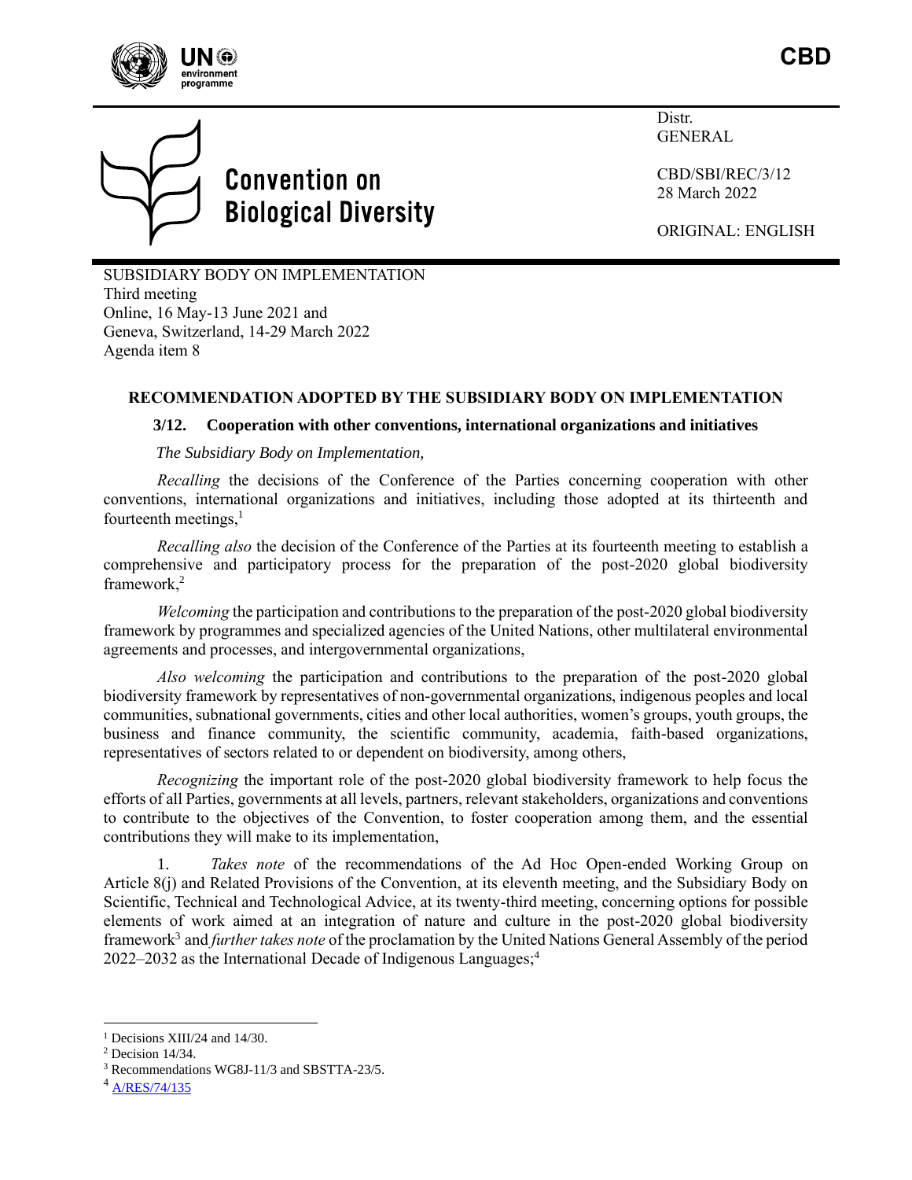CBD

Distr.
GENERAL

CBD/SBI/REC/3/12
28 March 2022

ORIGINAL: ENGLISH

# Convention on Biological Diversity

SUBSIDIARY BODY ON IMPLEMENTATION
Third meeting
Online, 16 May-13 June 2021 and
Geneva, Switzerland, 14-29 March 2022
Agenda item 8

## RECOMMENDATION ADOPTED BY THE SUBSIDIARY BODY ON IMPLEMENTATION

### 3/12. Cooperation with other conventions, international organizations and initiatives

*The Subsidiary Body on Implementation,*

*Recalling* the decisions of the Conference of the Parties concerning cooperation with other conventions, international organizations and initiatives, including those adopted at its thirteenth and fourteenth meetings,[1]

*Recalling also* the decision of the Conference of the Parties at its fourteenth meeting to establish a comprehensive and participatory process for the preparation of the post-2020 global biodiversity framework,[2]

*Welcoming* the participation and contributions to the preparation of the post-2020 global biodiversity framework by programmes and specialized agencies of the United Nations, other multilateral environmental agreements and processes, and intergovernmental organizations,

*Also welcoming* the participation and contributions to the preparation of the post-2020 global biodiversity framework by representatives of non-governmental organizations, indigenous peoples and local communities, subnational governments, cities and other local authorities, women's groups, youth groups, the business and finance community, the scientific community, academia, faith-based organizations, representatives of sectors related to or dependent on biodiversity, among others,

*Recognizing* the important role of the post-2020 global biodiversity framework to help focus the efforts of all Parties, governments at all levels, partners, relevant stakeholders, organizations and conventions to contribute to the objectives of the Convention, to foster cooperation among them, and the essential contributions they will make to its implementation,

1. *Takes note* of the recommendations of the Ad Hoc Open-ended Working Group on Article 8(j) and Related Provisions of the Convention, at its eleventh meeting, and the Subsidiary Body on Scientific, Technical and Technological Advice, at its twenty-third meeting, concerning options for possible elements of work aimed at an integration of nature and culture in the post-2020 global biodiversity framework[3] and *further takes note* of the proclamation by the United Nations General Assembly of the period 2022–2032 as the International Decade of Indigenous Languages;[4]

---

[1] Decisions XIII/24 and 14/30.

[2] Decision 14/34.

[3] Recommendations WG8J-11/3 and SBSTTA-23/5.

[4] A/RES/74/135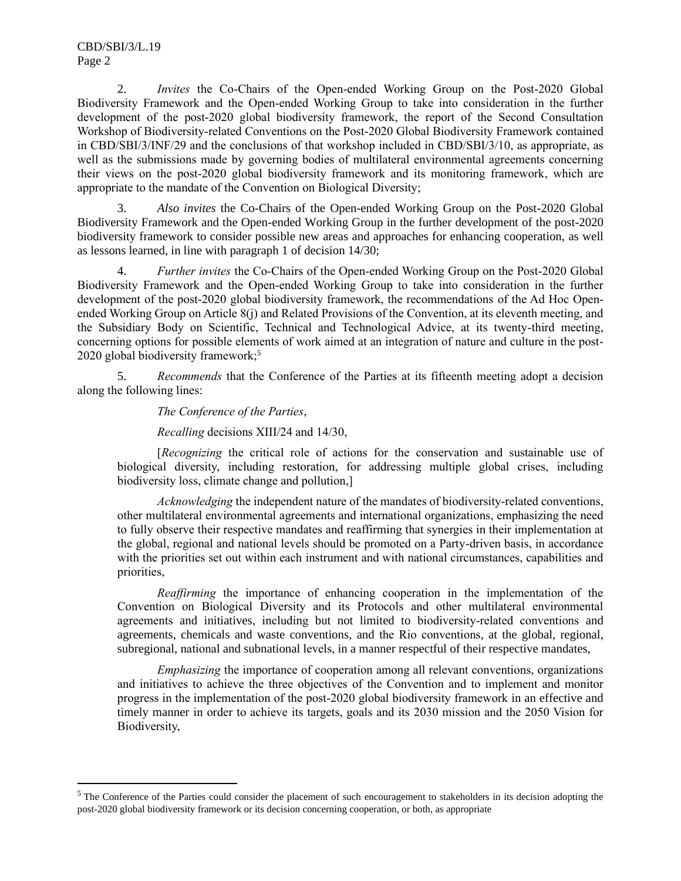2. *Invites* the Co-Chairs of the Open-ended Working Group on the Post-2020 Global Biodiversity Framework and the Open-ended Working Group to take into consideration in the further development of the post-2020 global biodiversity framework, the report of the Second Consultation Workshop of Biodiversity-related Conventions on the Post-2020 Global Biodiversity Framework contained in CBD/SBI/3/INF/29 and the conclusions of that workshop included in CBD/SBI/3/10, as appropriate, as well as the submissions made by governing bodies of multilateral environmental agreements concerning their views on the post-2020 global biodiversity framework and its monitoring framework, which are appropriate to the mandate of the Convention on Biological Diversity;

3. *Also invites* the Co-Chairs of the Open-ended Working Group on the Post-2020 Global Biodiversity Framework and the Open-ended Working Group in the further development of the post-2020 biodiversity framework to consider possible new areas and approaches for enhancing cooperation, as well as lessons learned, in line with paragraph 1 of decision 14/30;

4. *Further invites* the Co-Chairs of the Open-ended Working Group on the Post-2020 Global Biodiversity Framework and the Open-ended Working Group to take into consideration in the further development of the post-2020 global biodiversity framework, the recommendations of the Ad Hoc Open-ended Working Group on Article 8(j) and Related Provisions of the Convention, at its eleventh meeting, and the Subsidiary Body on Scientific, Technical and Technological Advice, at its twenty-third meeting, concerning options for possible elements of work aimed at an integration of nature and culture in the post-2020 global biodiversity framework;[5]

5. *Recommends* that the Conference of the Parties at its fifteenth meeting adopt a decision along the following lines:

*The Conference of the Parties*,

*Recalling* decisions XIII/24 and 14/30,

[*Recognizing* the critical role of actions for the conservation and sustainable use of biological diversity, including restoration, for addressing multiple global crises, including biodiversity loss, climate change and pollution,]

*Acknowledging* the independent nature of the mandates of biodiversity-related conventions, other multilateral environmental agreements and international organizations, emphasizing the need to fully observe their respective mandates and reaffirming that synergies in their implementation at the global, regional and national levels should be promoted on a Party-driven basis, in accordance with the priorities set out within each instrument and with national circumstances, capabilities and priorities,

*Reaffirming* the importance of enhancing cooperation in the implementation of the Convention on Biological Diversity and its Protocols and other multilateral environmental agreements and initiatives, including but not limited to biodiversity-related conventions and agreements, chemicals and waste conventions, and the Rio conventions, at the global, regional, subregional, national and subnational levels, in a manner respectful of their respective mandates,

*Emphasizing* the importance of cooperation among all relevant conventions, organizations and initiatives to achieve the three objectives of the Convention and to implement and monitor progress in the implementation of the post-2020 global biodiversity framework in an effective and timely manner in order to achieve its targets, goals and its 2030 mission and the 2050 Vision for Biodiversity,

---

[5] The Conference of the Parties could consider the placement of such encouragement to stakeholders in its decision adopting the post-2020 global biodiversity framework or its decision concerning cooperation, or both, as appropriate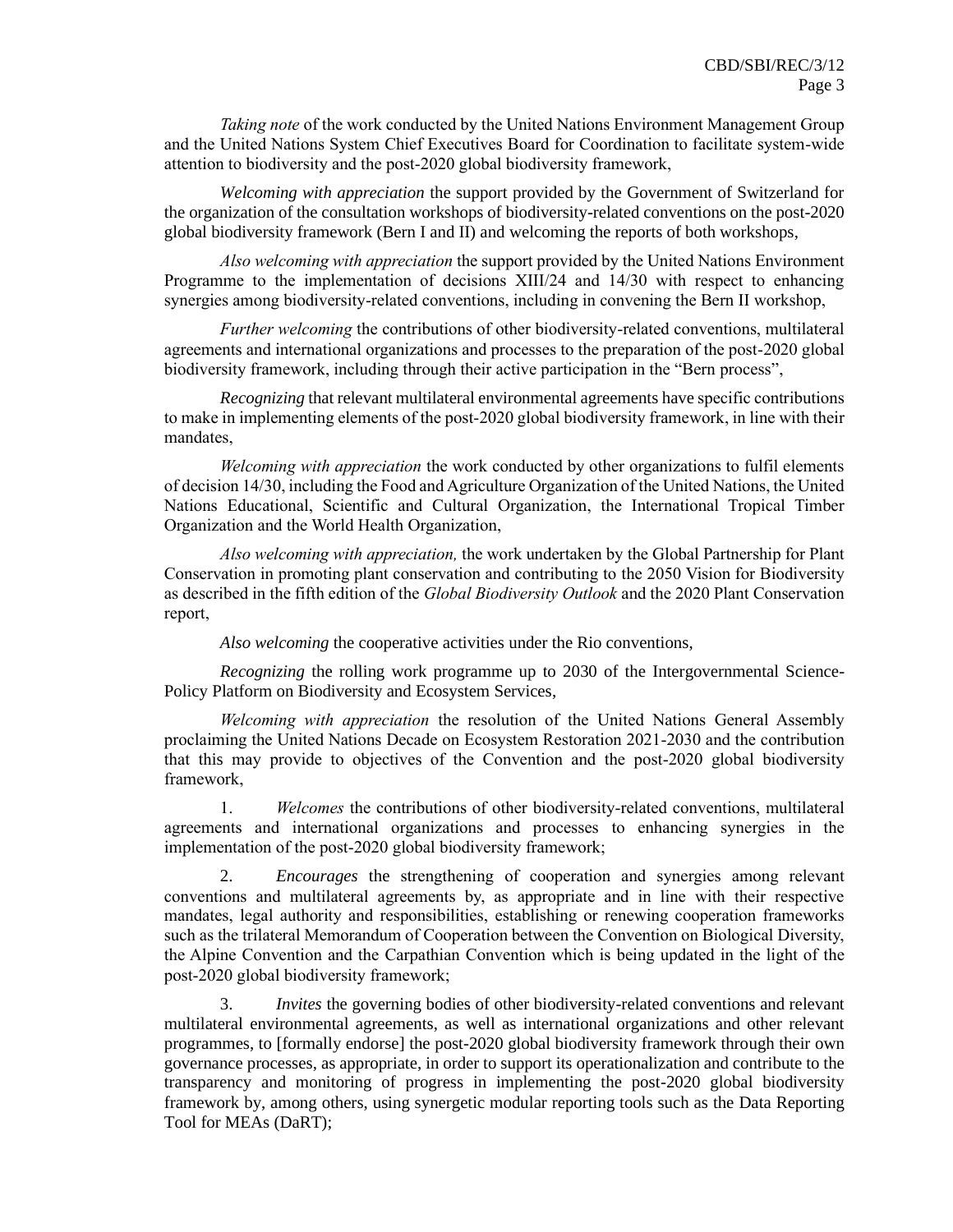*Taking note* of the work conducted by the United Nations Environment Management Group and the United Nations System Chief Executives Board for Coordination to facilitate system-wide attention to biodiversity and the post-2020 global biodiversity framework,

*Welcoming with appreciation* the support provided by the Government of Switzerland for the organization of the consultation workshops of biodiversity-related conventions on the post-2020 global biodiversity framework (Bern I and II) and welcoming the reports of both workshops,

*Also welcoming with appreciation* the support provided by the United Nations Environment Programme to the implementation of decisions XIII/24 and 14/30 with respect to enhancing synergies among biodiversity-related conventions, including in convening the Bern II workshop,

*Further welcoming* the contributions of other biodiversity-related conventions, multilateral agreements and international organizations and processes to the preparation of the post-2020 global biodiversity framework, including through their active participation in the "Bern process",

*Recognizing* that relevant multilateral environmental agreements have specific contributions to make in implementing elements of the post-2020 global biodiversity framework, in line with their mandates,

*Welcoming with appreciation* the work conducted by other organizations to fulfil elements of decision 14/30, including the Food and Agriculture Organization of the United Nations, the United Nations Educational, Scientific and Cultural Organization, the International Tropical Timber Organization and the World Health Organization,

*Also welcoming with appreciation,* the work undertaken by the Global Partnership for Plant Conservation in promoting plant conservation and contributing to the 2050 Vision for Biodiversity as described in the fifth edition of the *Global Biodiversity Outlook* and the 2020 Plant Conservation report,

*Also welcoming* the cooperative activities under the Rio conventions,

*Recognizing* the rolling work programme up to 2030 of the Intergovernmental Science-Policy Platform on Biodiversity and Ecosystem Services,

*Welcoming with appreciation* the resolution of the United Nations General Assembly proclaiming the United Nations Decade on Ecosystem Restoration 2021-2030 and the contribution that this may provide to objectives of the Convention and the post-2020 global biodiversity framework,

1. *Welcomes* the contributions of other biodiversity-related conventions, multilateral agreements and international organizations and processes to enhancing synergies in the implementation of the post-2020 global biodiversity framework;

2. *Encourages* the strengthening of cooperation and synergies among relevant conventions and multilateral agreements by, as appropriate and in line with their respective mandates, legal authority and responsibilities, establishing or renewing cooperation frameworks such as the trilateral Memorandum of Cooperation between the Convention on Biological Diversity, the Alpine Convention and the Carpathian Convention which is being updated in the light of the post-2020 global biodiversity framework;

3. *Invites* the governing bodies of other biodiversity-related conventions and relevant multilateral environmental agreements, as well as international organizations and other relevant programmes, to [formally endorse] the post-2020 global biodiversity framework through their own governance processes, as appropriate, in order to support its operationalization and contribute to the transparency and monitoring of progress in implementing the post-2020 global biodiversity framework by, among others, using synergetic modular reporting tools such as the Data Reporting Tool for MEAs (DaRT);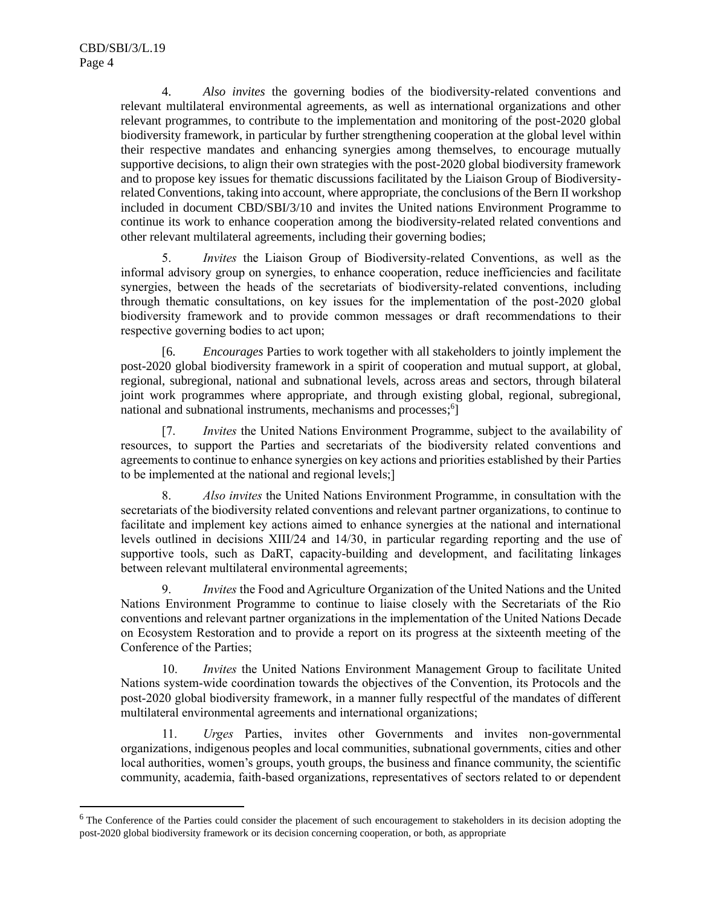4. *Also invites* the governing bodies of the biodiversity-related conventions and relevant multilateral environmental agreements, as well as international organizations and other relevant programmes, to contribute to the implementation and monitoring of the post-2020 global biodiversity framework, in particular by further strengthening cooperation at the global level within their respective mandates and enhancing synergies among themselves, to encourage mutually supportive decisions, to align their own strategies with the post-2020 global biodiversity framework and to propose key issues for thematic discussions facilitated by the Liaison Group of Biodiversity-related Conventions, taking into account, where appropriate, the conclusions of the Bern II workshop included in document CBD/SBI/3/10 and invites the United nations Environment Programme to continue its work to enhance cooperation among the biodiversity-related related conventions and other relevant multilateral agreements, including their governing bodies;

5. *Invites* the Liaison Group of Biodiversity-related Conventions, as well as the informal advisory group on synergies, to enhance cooperation, reduce inefficiencies and facilitate synergies, between the heads of the secretariats of biodiversity-related conventions, including through thematic consultations, on key issues for the implementation of the post-2020 global biodiversity framework and to provide common messages or draft recommendations to their respective governing bodies to act upon;

[6. *Encourages* Parties to work together with all stakeholders to jointly implement the post-2020 global biodiversity framework in a spirit of cooperation and mutual support, at global, regional, subregional, national and subnational levels, across areas and sectors, through bilateral joint work programmes where appropriate, and through existing global, regional, subregional, national and subnational instruments, mechanisms and processes;[6]]

[7. *Invites* the United Nations Environment Programme, subject to the availability of resources, to support the Parties and secretariats of the biodiversity related conventions and agreements to continue to enhance synergies on key actions and priorities established by their Parties to be implemented at the national and regional levels;]

8. *Also invites* the United Nations Environment Programme, in consultation with the secretariats of the biodiversity related conventions and relevant partner organizations, to continue to facilitate and implement key actions aimed to enhance synergies at the national and international levels outlined in decisions XIII/24 and 14/30, in particular regarding reporting and the use of supportive tools, such as DaRT, capacity-building and development, and facilitating linkages between relevant multilateral environmental agreements;

9. *Invites* the Food and Agriculture Organization of the United Nations and the United Nations Environment Programme to continue to liaise closely with the Secretariats of the Rio conventions and relevant partner organizations in the implementation of the United Nations Decade on Ecosystem Restoration and to provide a report on its progress at the sixteenth meeting of the Conference of the Parties;

10. *Invites* the United Nations Environment Management Group to facilitate United Nations system-wide coordination towards the objectives of the Convention, its Protocols and the post-2020 global biodiversity framework, in a manner fully respectful of the mandates of different multilateral environmental agreements and international organizations;

11. *Urges* Parties, invites other Governments and invites non-governmental organizations, indigenous peoples and local communities, subnational governments, cities and other local authorities, women's groups, youth groups, the business and finance community, the scientific community, academia, faith-based organizations, representatives of sectors related to or dependent

---

[6] The Conference of the Parties could consider the placement of such encouragement to stakeholders in its decision adopting the post-2020 global biodiversity framework or its decision concerning cooperation, or both, as appropriate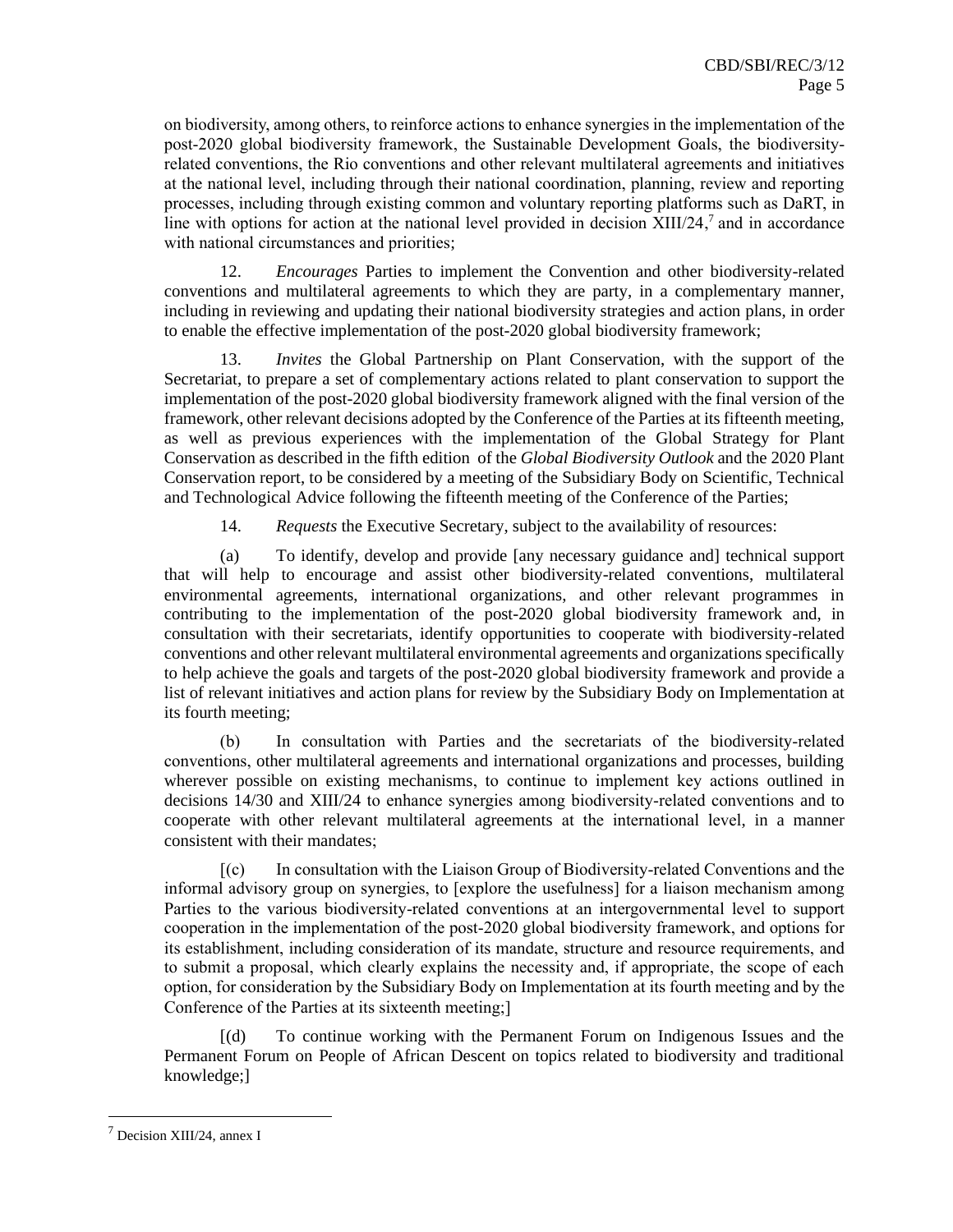on biodiversity, among others, to reinforce actions to enhance synergies in the implementation of the post-2020 global biodiversity framework, the Sustainable Development Goals, the biodiversity-related conventions, the Rio conventions and other relevant multilateral agreements and initiatives at the national level, including through their national coordination, planning, review and reporting processes, including through existing common and voluntary reporting platforms such as DaRT, in line with options for action at the national level provided in decision XIII/24,[7] and in accordance with national circumstances and priorities;

12. *Encourages* Parties to implement the Convention and other biodiversity-related conventions and multilateral agreements to which they are party, in a complementary manner, including in reviewing and updating their national biodiversity strategies and action plans, in order to enable the effective implementation of the post-2020 global biodiversity framework;

13. *Invites* the Global Partnership on Plant Conservation, with the support of the Secretariat, to prepare a set of complementary actions related to plant conservation to support the implementation of the post-2020 global biodiversity framework aligned with the final version of the framework, other relevant decisions adopted by the Conference of the Parties at its fifteenth meeting, as well as previous experiences with the implementation of the Global Strategy for Plant Conservation as described in the fifth edition of the *Global Biodiversity Outlook* and the 2020 Plant Conservation report, to be considered by a meeting of the Subsidiary Body on Scientific, Technical and Technological Advice following the fifteenth meeting of the Conference of the Parties;

14. *Requests* the Executive Secretary, subject to the availability of resources:

(a) To identify, develop and provide [any necessary guidance and] technical support that will help to encourage and assist other biodiversity-related conventions, multilateral environmental agreements, international organizations, and other relevant programmes in contributing to the implementation of the post-2020 global biodiversity framework and, in consultation with their secretariats, identify opportunities to cooperate with biodiversity-related conventions and other relevant multilateral environmental agreements and organizations specifically to help achieve the goals and targets of the post-2020 global biodiversity framework and provide a list of relevant initiatives and action plans for review by the Subsidiary Body on Implementation at its fourth meeting;

(b) In consultation with Parties and the secretariats of the biodiversity-related conventions, other multilateral agreements and international organizations and processes, building wherever possible on existing mechanisms, to continue to implement key actions outlined in decisions 14/30 and XIII/24 to enhance synergies among biodiversity-related conventions and to cooperate with other relevant multilateral agreements at the international level, in a manner consistent with their mandates;

[(c) In consultation with the Liaison Group of Biodiversity-related Conventions and the informal advisory group on synergies, to [explore the usefulness] for a liaison mechanism among Parties to the various biodiversity-related conventions at an intergovernmental level to support cooperation in the implementation of the post-2020 global biodiversity framework, and options for its establishment, including consideration of its mandate, structure and resource requirements, and to submit a proposal, which clearly explains the necessity and, if appropriate, the scope of each option, for consideration by the Subsidiary Body on Implementation at its fourth meeting and by the Conference of the Parties at its sixteenth meeting;]

[(d) To continue working with the Permanent Forum on Indigenous Issues and the Permanent Forum on People of African Descent on topics related to biodiversity and traditional knowledge;]

[7] Decision XIII/24, annex I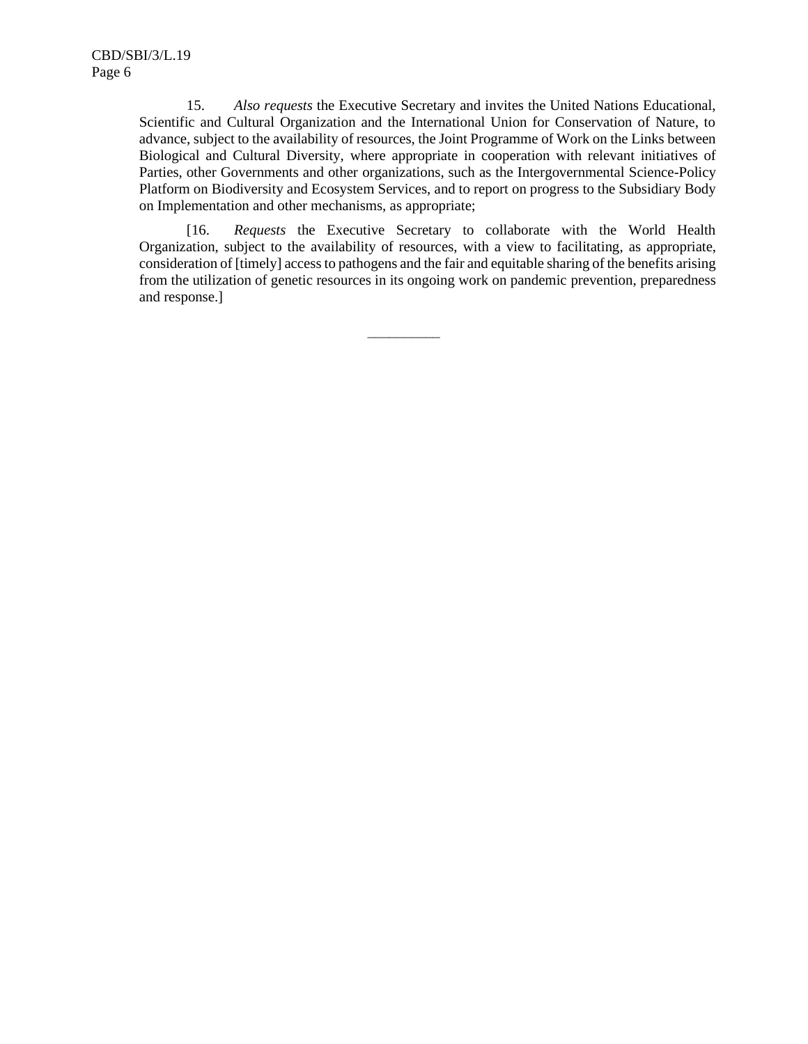15. *Also requests* the Executive Secretary and invites the United Nations Educational, Scientific and Cultural Organization and the International Union for Conservation of Nature, to advance, subject to the availability of resources, the Joint Programme of Work on the Links between Biological and Cultural Diversity, where appropriate in cooperation with relevant initiatives of Parties, other Governments and other organizations, such as the Intergovernmental Science-Policy Platform on Biodiversity and Ecosystem Services, and to report on progress to the Subsidiary Body on Implementation and other mechanisms, as appropriate;

[16. *Requests* the Executive Secretary to collaborate with the World Health Organization, subject to the availability of resources, with a view to facilitating, as appropriate, consideration of [timely] access to pathogens and the fair and equitable sharing of the benefits arising from the utilization of genetic resources in its ongoing work on pandemic prevention, preparedness and response.]

__________